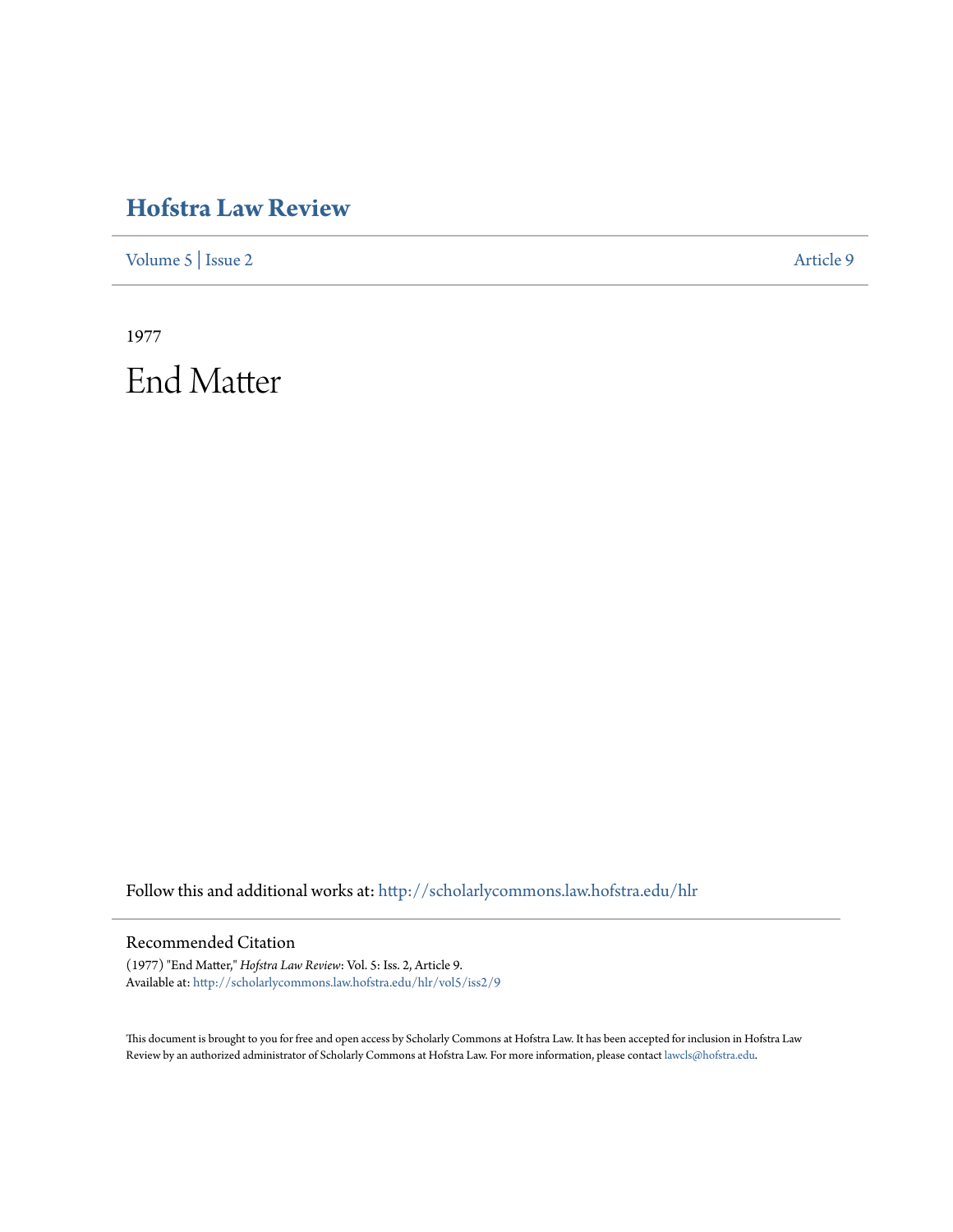# Hofstra Law Review

Volume 5 | Issue 2 Article 9

1977

# End Matter

Follow this and additional works at: http://scholarlycommons.law.hofstra.edu/hlr

## Recommended Citation

(1977) "End Matter," *Hofstra Law Review*: Vol. 5: Iss. 2, Article 9.
Available at: http://scholarlycommons.law.hofstra.edu/hlr/vol5/iss2/9

This document is brought to you for free and open access by Scholarly Commons at Hofstra Law. It has been accepted for inclusion in Hofstra Law Review by an authorized administrator of Scholarly Commons at Hofstra Law. For more information, please contact lawcls@hofstra.edu.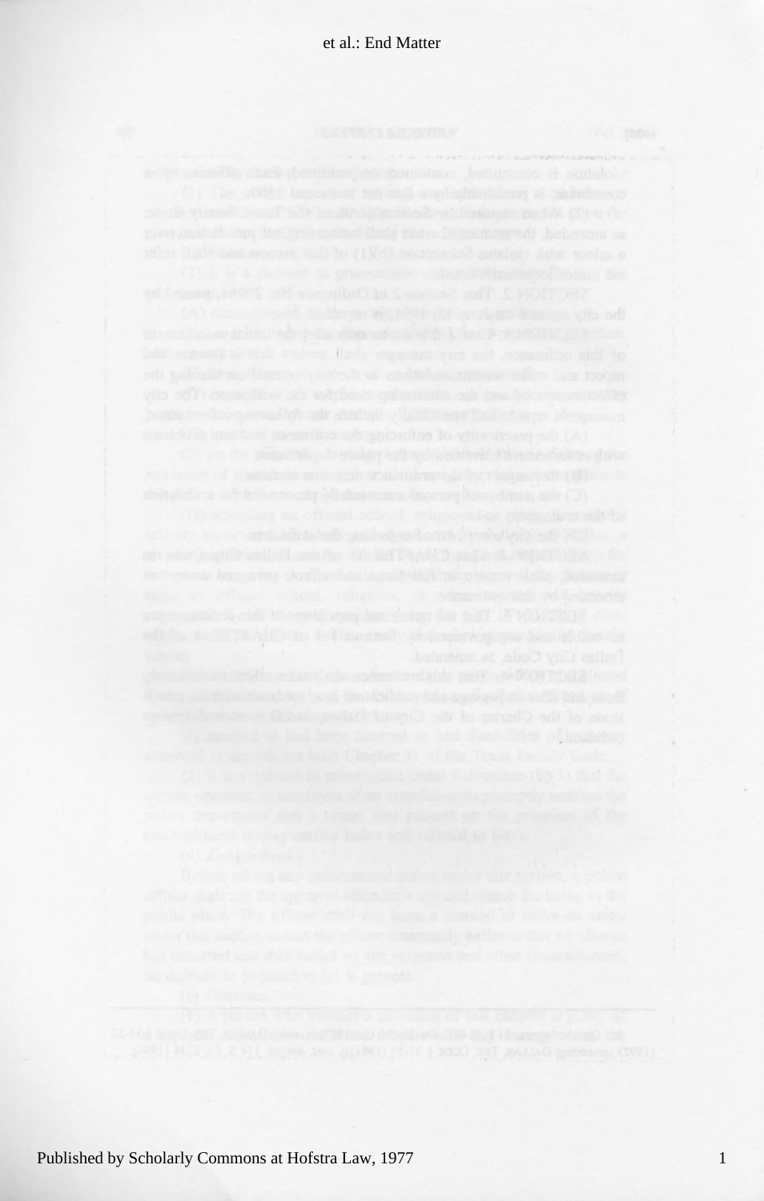violation is committed, continued, or permitted. Each offense, upon conviction, is punishable by a fine not to exceed $500.

(2) When required by Section 51.08 of the Texas Family Code, as amended, the municipal court shall waive original jurisdiction over a minor who violates Subsection (b)(1) of this section and shall refer the minor to juvenile court.

SECTION 2. That Section 2 of Ordinance No. 20966, passed by the city council on June 12, 1991, is repealed.

SECTION 3. That six months after the initial enforcement of this ordinance, the city manager shall make a report and make recommendations to the city council concerning the effectiveness of and the continuing need for the ordinance. The city manager's report shall specifically include the following information:

(A) the practicality of enforcing the ordinance and any problems with enforcement identified by the police department;

(B) the impact of the ordinance on crime statistics;

(C) the number of persons successfully prosecuted for a violation of the ordinance; and

(D) the city's cost of enforcing the ordinance.

SECTION 4. That CHAPTER 31 of the Dallas City Code, as amended, shall remain in full force and effect, save and except as amended by this ordinance.

SECTION 5. That the terms and provisions of this ordinance are severable and are governed by Section 1-4 of CHAPTER 1 of the Dallas City Code, as amended.

SECTION 6. That this ordinance shall take effect immediately from and after its passage and publication in accordance with the provisions of the Charter of the City of Dallas, and it is accordingly so ordained.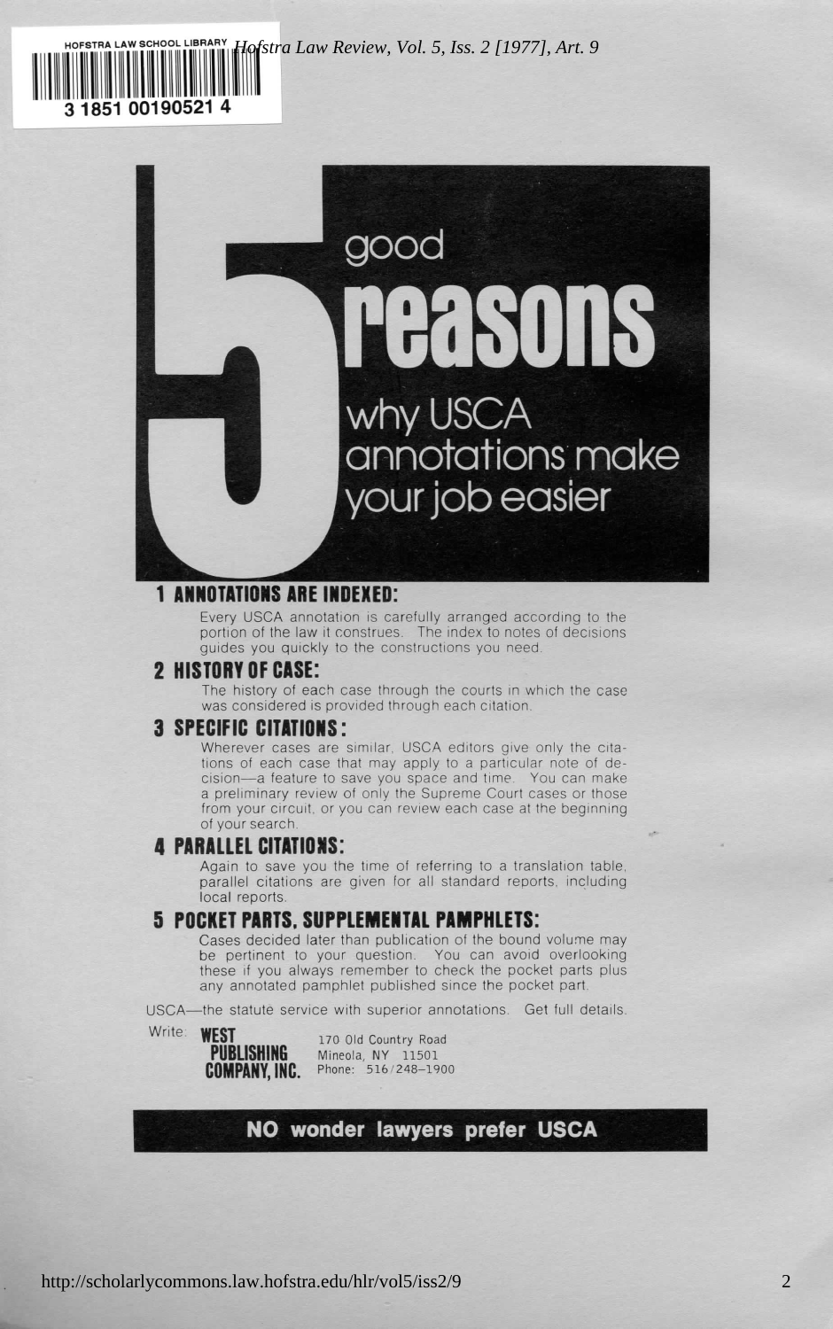# 5 good reasons why USCA annotations make your job easier

## 1 ANNOTATIONS ARE INDEXED:

Every USCA annotation is carefully arranged according to the portion of the law it construes. The index to notes of decisions guides you quickly to the constructions you need.

## 2 HISTORY OF CASE:

The history of each case through the courts in which the case was considered is provided through each citation.

## 3 SPECIFIC CITATIONS:

Wherever cases are similar, USCA editors give only the citations of each case that may apply to a particular note of decision—a feature to save you space and time. You can make a preliminary review of only the Supreme Court cases or those from your circuit, or you can review each case at the beginning of your search.

## 4 PARALLEL CITATIONS:

Again to save you the time of referring to a translation table, parallel citations are given for all standard reports, including local reports.

## 5 POCKET PARTS, SUPPLEMENTAL PAMPHLETS:

Cases decided later than publication of the bound volume may be pertinent to your question. You can avoid overlooking these if you always remember to check the pocket parts plus any annotated pamphlet published since the pocket part.

USCA—the statute service with superior annotations. Get full details.

Write: **WEST PUBLISHING COMPANY, INC.**
170 Old Country Road
Mineola, NY 11501
Phone: 516/248–1900

**NO wonder lawyers prefer USCA**